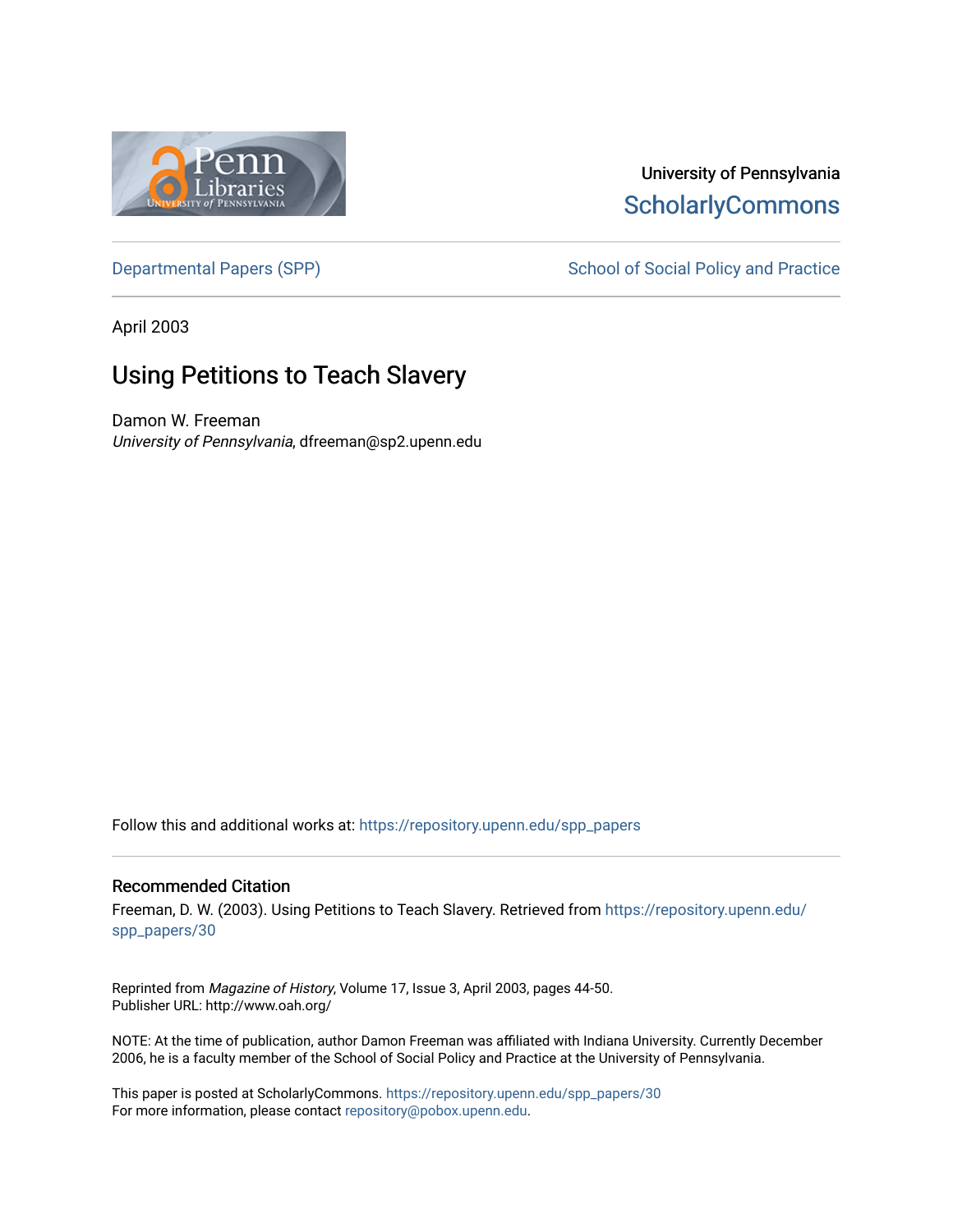University of Pennsylvania
ScholarlyCommons

Departmental Papers (SPP) | School of Social Policy and Practice

April 2003

# Using Petitions to Teach Slavery

Damon W. Freeman
*University of Pennsylvania*, dfreeman@sp2.upenn.edu

Follow this and additional works at: https://repository.upenn.edu/spp_papers

## Recommended Citation

Freeman, D. W. (2003). Using Petitions to Teach Slavery. Retrieved from https://repository.upenn.edu/spp_papers/30

Reprinted from *Magazine of History*, Volume 17, Issue 3, April 2003, pages 44-50.
Publisher URL: http://www.oah.org/

NOTE: At the time of publication, author Damon Freeman was affiliated with Indiana University. Currently December 2006, he is a faculty member of the School of Social Policy and Practice at the University of Pennsylvania.

This paper is posted at ScholarlyCommons. https://repository.upenn.edu/spp_papers/30
For more information, please contact repository@pobox.upenn.edu.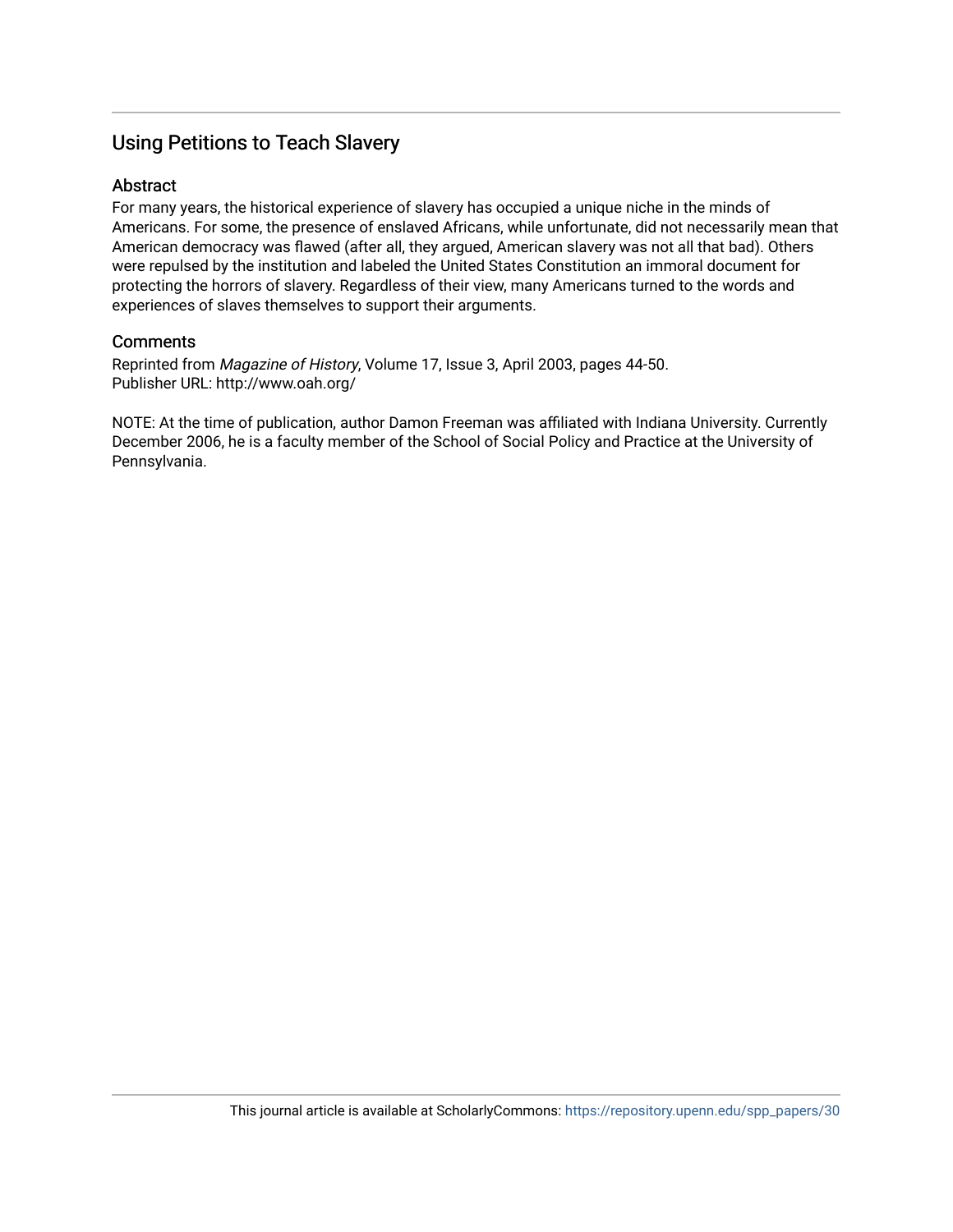# Using Petitions to Teach Slavery

## Abstract

For many years, the historical experience of slavery has occupied a unique niche in the minds of Americans. For some, the presence of enslaved Africans, while unfortunate, did not necessarily mean that American democracy was flawed (after all, they argued, American slavery was not all that bad). Others were repulsed by the institution and labeled the United States Constitution an immoral document for protecting the horrors of slavery. Regardless of their view, many Americans turned to the words and experiences of slaves themselves to support their arguments.

## Comments

Reprinted from *Magazine of History*, Volume 17, Issue 3, April 2003, pages 44-50.
Publisher URL: http://www.oah.org/

NOTE: At the time of publication, author Damon Freeman was affiliated with Indiana University. Currently December 2006, he is a faculty member of the School of Social Policy and Practice at the University of Pennsylvania.

This journal article is available at ScholarlyCommons: https://repository.upenn.edu/spp_papers/30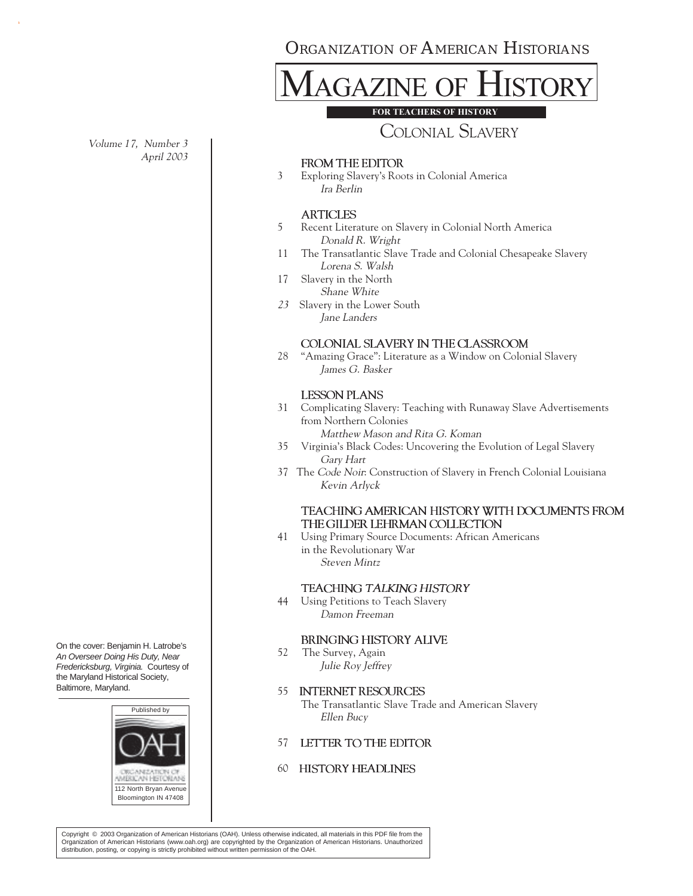# Organization of American Historians

# Magazine of History

**FOR TEACHERS OF HISTORY**

## Colonial Slavery

*Volume 17, Number 3*
*April 2003*

### FROM THE EDITOR

3 Exploring Slavery's Roots in Colonial America
*Ira Berlin*

### ARTICLES

5 Recent Literature on Slavery in Colonial North America
*Donald R. Wright*

11 The Transatlantic Slave Trade and Colonial Chesapeake Slavery
*Lorena S. Walsh*

17 Slavery in the North
*Shane White*

23 Slavery in the Lower South
*Jane Landers*

### COLONIAL SLAVERY IN THE CLASSROOM

28 "Amazing Grace": Literature as a Window on Colonial Slavery
*James G. Basker*

### LESSON PLANS

31 Complicating Slavery: Teaching with Runaway Slave Advertisements from Northern Colonies
*Matthew Mason and Rita G. Koman*

35 Virginia's Black Codes: Uncovering the Evolution of Legal Slavery
*Gary Hart*

37 The *Code Noir*: Construction of Slavery in French Colonial Louisiana
*Kevin Arlyck*

### TEACHING AMERICAN HISTORY WITH DOCUMENTS FROM THE GILDER LEHRMAN COLLECTION

41 Using Primary Source Documents: African Americans in the Revolutionary War
*Steven Mintz*

### TEACHING *TALKING HISTORY*

44 Using Petitions to Teach Slavery
*Damon Freeman*

### BRINGING HISTORY ALIVE

52 The Survey, Again
*Julie Roy Jeffrey*

### 55 INTERNET RESOURCES

The Transatlantic Slave Trade and American Slavery
*Ellen Bucy*

### 57 LETTER TO THE EDITOR

### 60 HISTORY HEADLINES

On the cover: Benjamin H. Latrobe's *An Overseer Doing His Duty, Near Fredericksburg, Virginia.* Courtesy of the Maryland Historical Society, Baltimore, Maryland.

Published by
OAH
Organization of American Historians
112 North Bryan Avenue
Bloomington IN 47408

Copyright © 2003 Organization of American Historians (OAH). Unless otherwise indicated, all materials in this PDF file from the Organization of American Historians (www.oah.org) are copyrighted by the Organization of American Historians. Unauthorized distribution, posting, or copying is strictly prohibited without written permission of the OAH.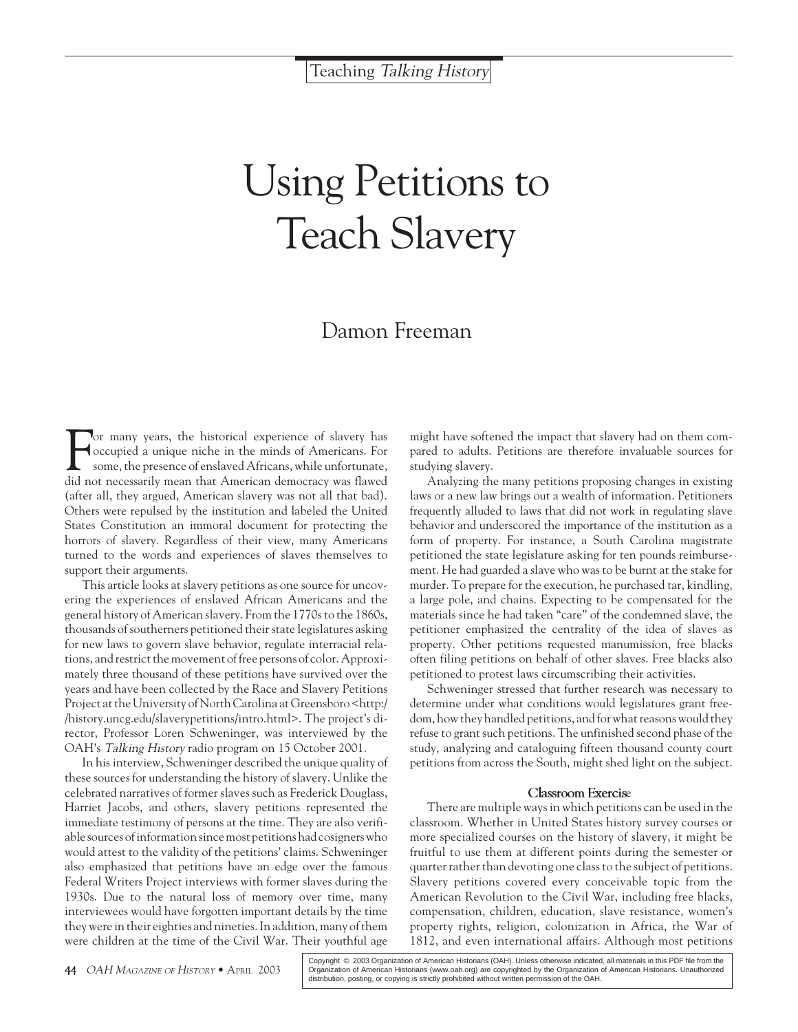Teaching *Talking History*

# Using Petitions to Teach Slavery

Damon Freeman

For many years, the historical experience of slavery has occupied a unique niche in the minds of Americans. For some, the presence of enslaved Africans, while unfortunate, did not necessarily mean that American democracy was flawed (after all, they argued, American slavery was not all that bad). Others were repulsed by the institution and labeled the United States Constitution an immoral document for protecting the horrors of slavery. Regardless of their view, many Americans turned to the words and experiences of slaves themselves to support their arguments.

This article looks at slavery petitions as one source for uncovering the experiences of enslaved African Americans and the general history of American slavery. From the 1770s to the 1860s, thousands of southerners petitioned their state legislatures asking for new laws to govern slave behavior, regulate interracial relations, and restrict the movement of free persons of color. Approximately three thousand of these petitions have survived over the years and have been collected by the Race and Slavery Petitions Project at the University of North Carolina at Greensboro <http://history.uncg.edu/slaverypetitions/intro.html>. The project's director, Professor Loren Schweninger, was interviewed by the OAH's *Talking History* radio program on 15 October 2001.

In his interview, Schweninger described the unique quality of these sources for understanding the history of slavery. Unlike the celebrated narratives of former slaves such as Frederick Douglass, Harriet Jacobs, and others, slavery petitions represented the immediate testimony of persons at the time. They are also verifiable sources of information since most petitions had cosigners who would attest to the validity of the petitions' claims. Schweninger also emphasized that petitions have an edge over the famous Federal Writers Project interviews with former slaves during the 1930s. Due to the natural loss of memory over time, many interviewees would have forgotten important details by the time they were in their eighties and nineties. In addition, many of them were children at the time of the Civil War. Their youthful age might have softened the impact that slavery had on them compared to adults. Petitions are therefore invaluable sources for studying slavery.

Analyzing the many petitions proposing changes in existing laws or a new law brings out a wealth of information. Petitioners frequently alluded to laws that did not work in regulating slave behavior and underscored the importance of the institution as a form of property. For instance, a South Carolina magistrate petitioned the state legislature asking for ten pounds reimbursement. He had guarded a slave who was to be burnt at the stake for murder. To prepare for the execution, he purchased tar, kindling, a large pole, and chains. Expecting to be compensated for the materials since he had taken "care" of the condemned slave, the petitioner emphasized the centrality of the idea of slaves as property. Other petitions requested manumission, free blacks often filing petitions on behalf of other slaves. Free blacks also petitioned to protest laws circumscribing their activities.

Schweninger stressed that further research was necessary to determine under what conditions would legislatures grant freedom, how they handled petitions, and for what reasons would they refuse to grant such petitions. The unfinished second phase of the study, analyzing and cataloguing fifteen thousand county court petitions from across the South, might shed light on the subject.

### Classroom Exercise

There are multiple ways in which petitions can be used in the classroom. Whether in United States history survey courses or more specialized courses on the history of slavery, it might be fruitful to use them at different points during the semester or quarter rather than devoting one class to the subject of petitions. Slavery petitions covered every conceivable topic from the American Revolution to the Civil War, including free blacks, compensation, children, education, slave resistance, women's property rights, religion, colonization in Africa, the War of 1812, and even international affairs. Although most petitions

Copyright © 2003 Organization of American Historians (OAH). Unless otherwise indicated, all materials in this PDF file from the Organization of American Historians (www.oah.org) are copyrighted by the Organization of American Historians. Unauthorized distribution, posting, or copying is strictly prohibited without written permission of the OAH.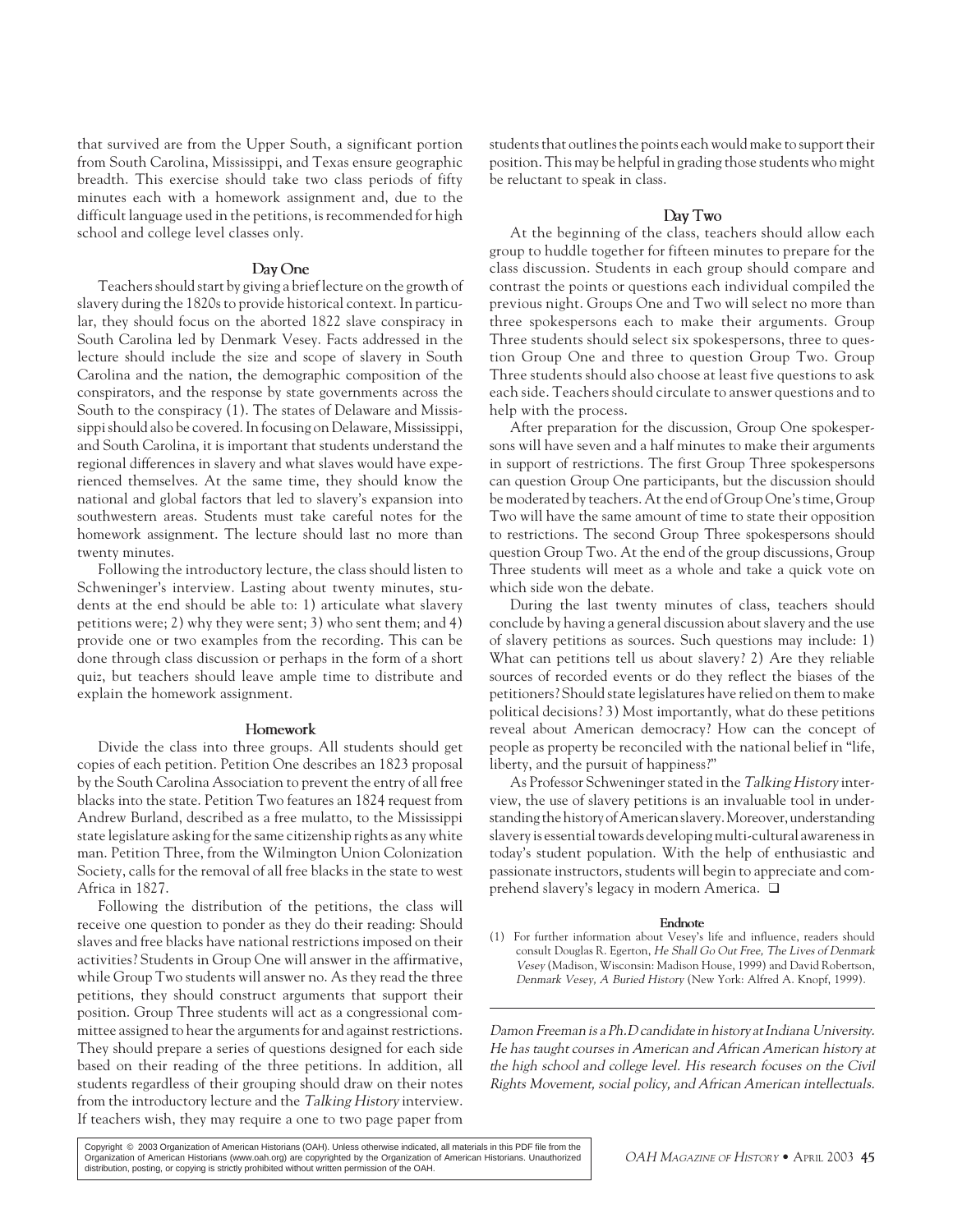that survived are from the Upper South, a significant portion from South Carolina, Mississippi, and Texas ensure geographic breadth. This exercise should take two class periods of fifty minutes each with a homework assignment and, due to the difficult language used in the petitions, is recommended for high school and college level classes only.

### Day One

Teachers should start by giving a brief lecture on the growth of slavery during the 1820s to provide historical context. In particular, they should focus on the aborted 1822 slave conspiracy in South Carolina led by Denmark Vesey. Facts addressed in the lecture should include the size and scope of slavery in South Carolina and the nation, the demographic composition of the conspirators, and the response by state governments across the South to the conspiracy (1). The states of Delaware and Mississippi should also be covered. In focusing on Delaware, Mississippi, and South Carolina, it is important that students understand the regional differences in slavery and what slaves would have experienced themselves. At the same time, they should know the national and global factors that led to slavery's expansion into southwestern areas. Students must take careful notes for the homework assignment. The lecture should last no more than twenty minutes.

Following the introductory lecture, the class should listen to Schweninger's interview. Lasting about twenty minutes, students at the end should be able to: 1) articulate what slavery petitions were; 2) why they were sent; 3) who sent them; and 4) provide one or two examples from the recording. This can be done through class discussion or perhaps in the form of a short quiz, but teachers should leave ample time to distribute and explain the homework assignment.

### Homework

Divide the class into three groups. All students should get copies of each petition. Petition One describes an 1823 proposal by the South Carolina Association to prevent the entry of all free blacks into the state. Petition Two features an 1824 request from Andrew Burland, described as a free mulatto, to the Mississippi state legislature asking for the same citizenship rights as any white man. Petition Three, from the Wilmington Union Colonization Society, calls for the removal of all free blacks in the state to west Africa in 1827.

Following the distribution of the petitions, the class will receive one question to ponder as they do their reading: Should slaves and free blacks have national restrictions imposed on their activities? Students in Group One will answer in the affirmative, while Group Two students will answer no. As they read the three petitions, they should construct arguments that support their position. Group Three students will act as a congressional committee assigned to hear the arguments for and against restrictions. They should prepare a series of questions designed for each side based on their reading of the three petitions. In addition, all students regardless of their grouping should draw on their notes from the introductory lecture and the *Talking History* interview. If teachers wish, they may require a one to two page paper from students that outlines the points each would make to support their position. This may be helpful in grading those students who might be reluctant to speak in class.

### Day Two

At the beginning of the class, teachers should allow each group to huddle together for fifteen minutes to prepare for the class discussion. Students in each group should compare and contrast the points or questions each individual compiled the previous night. Groups One and Two will select no more than three spokespersons each to make their arguments. Group Three students should select six spokespersons, three to question Group One and three to question Group Two. Group Three students should also choose at least five questions to ask each side. Teachers should circulate to answer questions and to help with the process.

After preparation for the discussion, Group One spokespersons will have seven and a half minutes to make their arguments in support of restrictions. The first Group Three spokespersons can question Group One participants, but the discussion should be moderated by teachers. At the end of Group One's time, Group Two will have the same amount of time to state their opposition to restrictions. The second Group Three spokespersons should question Group Two. At the end of the group discussions, Group Three students will meet as a whole and take a quick vote on which side won the debate.

During the last twenty minutes of class, teachers should conclude by having a general discussion about slavery and the use of slavery petitions as sources. Such questions may include: 1) What can petitions tell us about slavery? 2) Are they reliable sources of recorded events or do they reflect the biases of the petitioners? Should state legislatures have relied on them to make political decisions? 3) Most importantly, what do these petitions reveal about American democracy? How can the concept of people as property be reconciled with the national belief in "life, liberty, and the pursuit of happiness?"

As Professor Schweninger stated in the *Talking History* interview, the use of slavery petitions is an invaluable tool in understanding the history of American slavery. Moreover, understanding slavery is essential towards developing multi-cultural awareness in today's student population. With the help of enthusiastic and passionate instructors, students will begin to appreciate and comprehend slavery's legacy in modern America. ❑

#### Endnote

(1) For further information about Vesey's life and influence, readers should consult Douglas R. Egerton, *He Shall Go Out Free, The Lives of Denmark Vesey* (Madison, Wisconsin: Madison House, 1999) and David Robertson, *Denmark Vesey, A Buried History* (New York: Alfred A. Knopf, 1999).

---

*Damon Freeman is a Ph.D candidate in history at Indiana University. He has taught courses in American and African American history at the high school and college level. His research focuses on the Civil Rights Movement, social policy, and African American intellectuals.*

Copyright © 2003 Organization of American Historians (OAH). Unless otherwise indicated, all materials in this PDF file from the Organization of American Historians (www.oah.org) are copyrighted by the Organization of American Historians. Unauthorized distribution, posting, or copying is strictly prohibited without written permission of the OAH.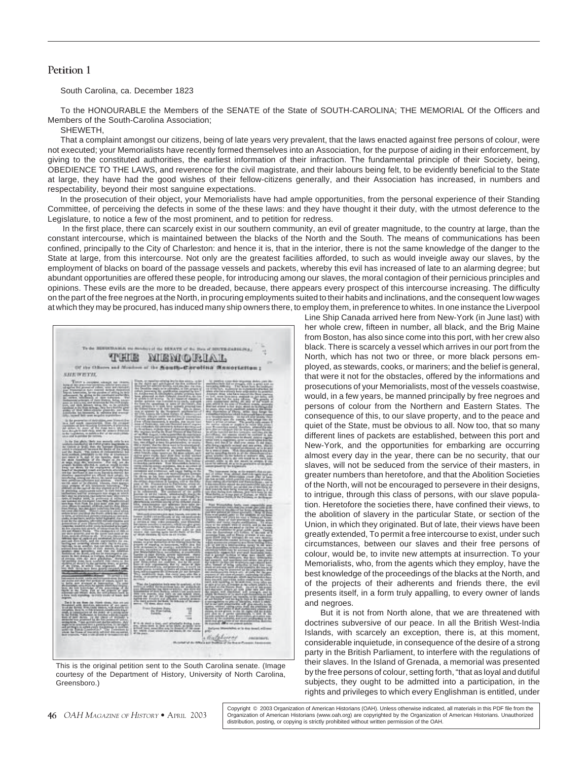## Petition 1

South Carolina, ca. December 1823

To the HONOURABLE the Members of the SENATE of the State of SOUTH-CAROLINA; THE MEMORIAL Of the Officers and Members of the South-Carolina Association;

SHEWETH,

That a complaint amongst our citizens, being of late years very prevalent, that the laws enacted against free persons of colour, were not executed; your Memorialists have recently formed themselves into an Association, for the purpose of aiding in their enforcement, by giving to the constituted authorities, the earliest information of their infraction. The fundamental principle of their Society, being, OBEDIENCE TO THE LAWS, and reverence for the civil magistrate, and their labours being felt, to be evidently beneficial to the State at large, they have had the good wishes of their fellow-citizens generally, and their Association has increased, in numbers and respectability, beyond their most sanguine expectations.

In the prosecution of their object, your Memorialists have had ample opportunities, from the personal experience of their Standing Committee, of perceiving the defects in some of the these laws: and they have thought it their duty, with the utmost deference to the Legislature, to notice a few of the most prominent, and to petition for redress.

In the first place, there can scarcely exist in our southern community, an evil of greater magnitude, to the country at large, than the constant intercourse, which is maintained between the blacks of the North and the South. The means of communications has been confined, principally to the City of Charleston: and hence it is, that in the interior, there is not the same knowledge of the danger to the State at large, from this intercourse. Not only are the greatest facilities afforded, to such as would inveigle away our slaves, by the employment of blacks on board of the passage vessels and packets, whereby this evil has increased of late to an alarming degree; but abundant opportunities are offered these people, for introducing among our slaves, the moral contagion of their pernicious principles and opinions. These evils are the more to be dreaded, because, there appears every prospect of this intercourse increasing. The difficulty on the part of the free negroes at the North, in procuring employments suited to their habits and inclinations, and the consequent low wages at which they may be procured, has induced many ship owners there, to employ them, in preference to whites. In one instance the Liverpool Line Ship Canada arrived here from New-York (in June last) with her whole crew, fifteen in number, all black, and the Brig Maine from Boston, has also since come into this port, with her crew also black. There is scarcely a vessel which arrives in our port from the North, which has not two or three, or more black persons employed, as stewards, cooks, or mariners; and the belief is general, that were it not for the obstacles, offered by the informations and prosecutions of your Memorialists, most of the vessels coastwise, would, in a few years, be manned principally by free negroes and persons of colour from the Northern and Eastern States. The consequence of this, to our slave property, and to the peace and quiet of the State, must be obvious to all. Now too, that so many different lines of packets are established, between this port and New-York, and the opportunities for embarking are occurring almost every day in the year, there can be no security, that our slaves, will not be seduced from the service of their masters, in greater numbers than heretofore, and that the Abolition Societies of the North, will not be encouraged to persevere in their designs, to intrigue, through this class of persons, with our slave population. Heretofore the societies there, have confined their views, to the abolition of slavery in the particular State, or section of the Union, in which they originated. But of late, their views have been greatly extended, To permit a free intercourse to exist, under such circumstances, between our slaves and their free persons of colour, would be, to invite new attempts at insurrection. To your Memorialists, who, from the agents which they employ, have the best knowledge of the proceedings of the blacks at the North, and of the projects of their adherents and friends there, the evil presents itself, in a form truly appalling, to every owner of lands and negroes.

But it is not from North alone, that we are threatened with doctrines subversive of our peace. In all the British West-India Islands, with scarcely an exception, there is, at this moment, considerable inquietude, in consequence of the desire of a strong party in the British Parliament, to interfere with the regulations of their slaves. In the Island of Grenada, a memorial was presented by the free persons of colour, setting forth, "that as loyal and dutiful subjects, they ought to be admitted into a participation, in the rights and privileges to which every Englishman is entitled, under

This is the original petition sent to the South Carolina senate. (Image courtesy of the Department of History, University of North Carolina, Greensboro.)

Copyright © 2003 Organization of American Historians (OAH). Unless otherwise indicated, all materials in this PDF file from the Organization of American Historians (www.oah.org) are copyrighted by the Organization of American Historians. Unauthorized distribution, posting, or copying is strictly prohibited without written permission of the OAH.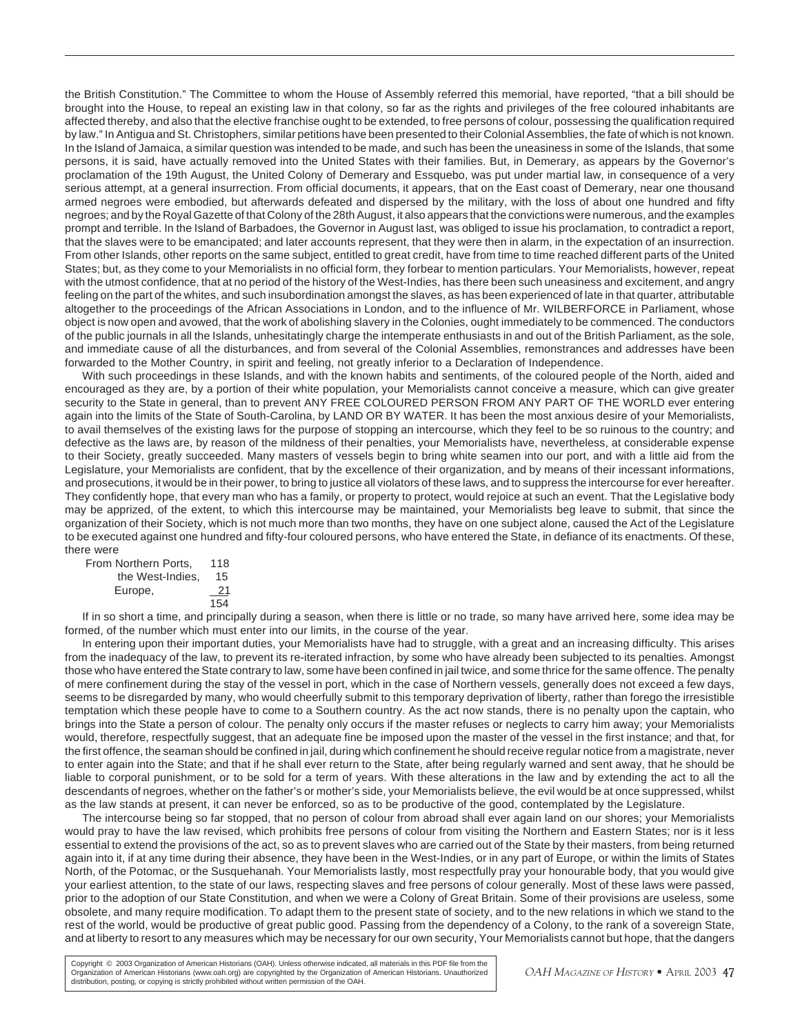the British Constitution." The Committee to whom the House of Assembly referred this memorial, have reported, "that a bill should be brought into the House, to repeal an existing law in that colony, so far as the rights and privileges of the free coloured inhabitants are affected thereby, and also that the elective franchise ought to be extended, to free persons of colour, possessing the qualification required by law." In Antigua and St. Christophers, similar petitions have been presented to their Colonial Assemblies, the fate of which is not known. In the Island of Jamaica, a similar question was intended to be made, and such has been the uneasiness in some of the Islands, that some persons, it is said, have actually removed into the United States with their families. But, in Demerary, as appears by the Governor's proclamation of the 19th August, the United Colony of Demerary and Essquebo, was put under martial law, in consequence of a very serious attempt, at a general insurrection. From official documents, it appears, that on the East coast of Demerary, near one thousand armed negroes were embodied, but afterwards defeated and dispersed by the military, with the loss of about one hundred and fifty negroes; and by the Royal Gazette of that Colony of the 28th August, it also appears that the convictions were numerous, and the examples prompt and terrible. In the Island of Barbadoes, the Governor in August last, was obliged to issue his proclamation, to contradict a report, that the slaves were to be emancipated; and later accounts represent, that they were then in alarm, in the expectation of an insurrection. From other Islands, other reports on the same subject, entitled to great credit, have from time to time reached different parts of the United States; but, as they come to your Memorialists in no official form, they forbear to mention particulars. Your Memorialists, however, repeat with the utmost confidence, that at no period of the history of the West-Indies, has there been such uneasiness and excitement, and angry feeling on the part of the whites, and such insubordination amongst the slaves, as has been experienced of late in that quarter, attributable altogether to the proceedings of the African Associations in London, and to the influence of Mr. WILBERFORCE in Parliament, whose object is now open and avowed, that the work of abolishing slavery in the Colonies, ought immediately to be commenced. The conductors of the public journals in all the Islands, unhesitatingly charge the intemperate enthusiasts in and out of the British Parliament, as the sole, and immediate cause of all the disturbances, and from several of the Colonial Assemblies, remonstrances and addresses have been forwarded to the Mother Country, in spirit and feeling, not greatly inferior to a Declaration of Independence.

With such proceedings in these Islands, and with the known habits and sentiments, of the coloured people of the North, aided and encouraged as they are, by a portion of their white population, your Memorialists cannot conceive a measure, which can give greater security to the State in general, than to prevent ANY FREE COLOURED PERSON FROM ANY PART OF THE WORLD ever entering again into the limits of the State of South-Carolina, by LAND OR BY WATER. It has been the most anxious desire of your Memorialists, to avail themselves of the existing laws for the purpose of stopping an intercourse, which they feel to be so ruinous to the country; and defective as the laws are, by reason of the mildness of their penalties, your Memorialists have, nevertheless, at considerable expense to their Society, greatly succeeded. Many masters of vessels begin to bring white seamen into our port, and with a little aid from the Legislature, your Memorialists are confident, that by the excellence of their organization, and by means of their incessant informations, and prosecutions, it would be in their power, to bring to justice all violators of these laws, and to suppress the intercourse for ever hereafter. They confidently hope, that every man who has a family, or property to protect, would rejoice at such an event. That the Legislative body may be apprized, of the extent, to which this intercourse may be maintained, your Memorialists beg leave to submit, that since the organization of their Society, which is not much more than two months, they have on one subject alone, caused the Act of the Legislature to be executed against one hundred and fifty-four coloured persons, who have entered the State, in defiance of its enactments. Of these, there were

| | |
|---|---|
| From Northern Ports, | 118 |
| the West-Indies, | 15 |
| Europe, | 21 |
| | 154 |

If in so short a time, and principally during a season, when there is little or no trade, so many have arrived here, some idea may be formed, of the number which must enter into our limits, in the course of the year.

In entering upon their important duties, your Memorialists have had to struggle, with a great and an increasing difficulty. This arises from the inadequacy of the law, to prevent its re-iterated infraction, by some who have already been subjected to its penalties. Amongst those who have entered the State contrary to law, some have been confined in jail twice, and some thrice for the same offence. The penalty of mere confinement during the stay of the vessel in port, which in the case of Northern vessels, generally does not exceed a few days, seems to be disregarded by many, who would cheerfully submit to this temporary deprivation of liberty, rather than forego the irresistible temptation which these people have to come to a Southern country. As the act now stands, there is no penalty upon the captain, who brings into the State a person of colour. The penalty only occurs if the master refuses or neglects to carry him away; your Memorialists would, therefore, respectfully suggest, that an adequate fine be imposed upon the master of the vessel in the first instance; and that, for the first offence, the seaman should be confined in jail, during which confinement he should receive regular notice from a magistrate, never to enter again into the State; and that if he shall ever return to the State, after being regularly warned and sent away, that he should be liable to corporal punishment, or to be sold for a term of years. With these alterations in the law and by extending the act to all the descendants of negroes, whether on the father's or mother's side, your Memorialists believe, the evil would be at once suppressed, whilst as the law stands at present, it can never be enforced, so as to be productive of the good, contemplated by the Legislature.

The intercourse being so far stopped, that no person of colour from abroad shall ever again land on our shores; your Memorialists would pray to have the law revised, which prohibits free persons of colour from visiting the Northern and Eastern States; nor is it less essential to extend the provisions of the act, so as to prevent slaves who are carried out of the State by their masters, from being returned again into it, if at any time during their absence, they have been in the West-Indies, or in any part of Europe, or within the limits of States North, of the Potomac, or the Susquehanah. Your Memorialists lastly, most respectfully pray your honourable body, that you would give your earliest attention, to the state of our laws, respecting slaves and free persons of colour generally. Most of these laws were passed, prior to the adoption of our State Constitution, and when we were a Colony of Great Britain. Some of their provisions are useless, some obsolete, and many require modification. To adapt them to the present state of society, and to the new relations in which we stand to the rest of the world, would be productive of great public good. Passing from the dependency of a Colony, to the rank of a sovereign State, and at liberty to resort to any measures which may be necessary for our own security, Your Memorialists cannot but hope, that the dangers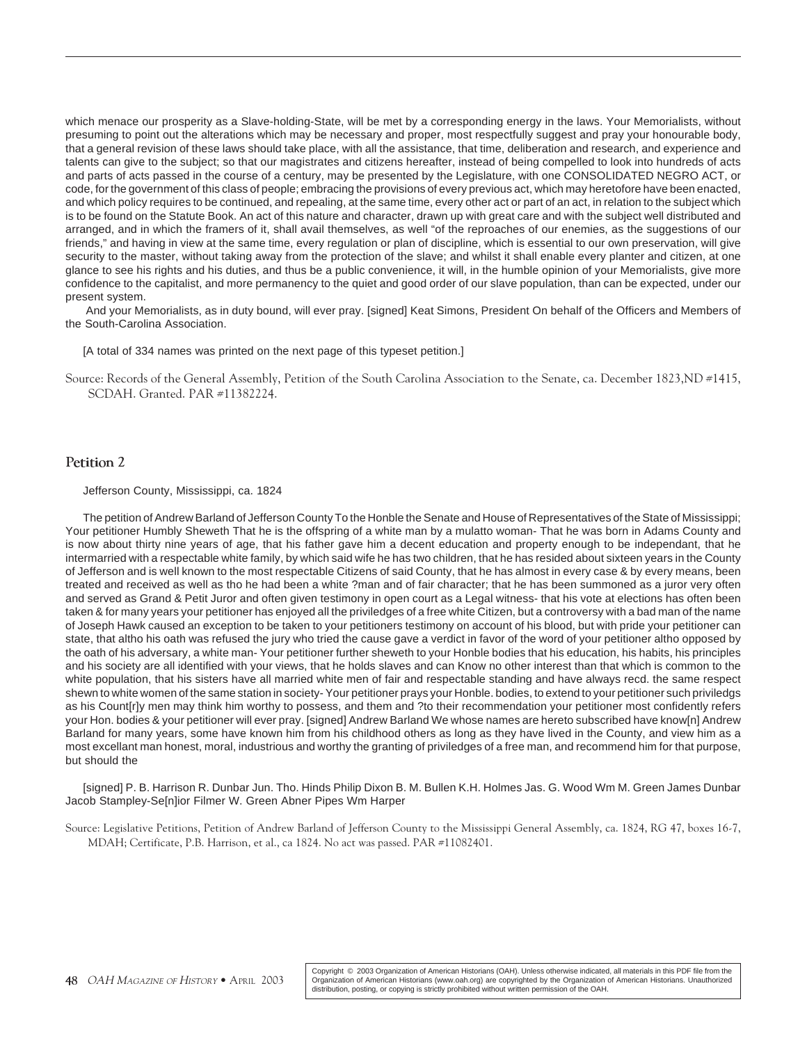which menace our prosperity as a Slave-holding-State, will be met by a corresponding energy in the laws. Your Memorialists, without presuming to point out the alterations which may be necessary and proper, most respectfully suggest and pray your honourable body, that a general revision of these laws should take place, with all the assistance, that time, deliberation and research, and experience and talents can give to the subject; so that our magistrates and citizens hereafter, instead of being compelled to look into hundreds of acts and parts of acts passed in the course of a century, may be presented by the Legislature, with one CONSOLIDATED NEGRO ACT, or code, for the government of this class of people; embracing the provisions of every previous act, which may heretofore have been enacted, and which policy requires to be continued, and repealing, at the same time, every other act or part of an act, in relation to the subject which is to be found on the Statute Book. An act of this nature and character, drawn up with great care and with the subject well distributed and arranged, and in which the framers of it, shall avail themselves, as well "of the reproaches of our enemies, as the suggestions of our friends," and having in view at the same time, every regulation or plan of discipline, which is essential to our own preservation, will give security to the master, without taking away from the protection of the slave; and whilst it shall enable every planter and citizen, at one glance to see his rights and his duties, and thus be a public convenience, it will, in the humble opinion of your Memorialists, give more confidence to the capitalist, and more permanency to the quiet and good order of our slave population, than can be expected, under our present system.

And your Memorialists, as in duty bound, will ever pray. [signed] Keat Simons, President On behalf of the Officers and Members of the South-Carolina Association.

[A total of 334 names was printed on the next page of this typeset petition.]

Source: Records of the General Assembly, Petition of the South Carolina Association to the Senate, ca. December 1823,ND #1415, SCDAH. Granted. PAR #11382224.

## Petition 2

Jefferson County, Mississippi, ca. 1824

The petition of Andrew Barland of Jefferson County To the Honble the Senate and House of Representatives of the State of Mississippi; Your petitioner Humbly Sheweth That he is the offspring of a white man by a mulatto woman- That he was born in Adams County and is now about thirty nine years of age, that his father gave him a decent education and property enough to be independant, that he intermarried with a respectable white family, by which said wife he has two children, that he has resided about sixteen years in the County of Jefferson and is well known to the most respectable Citizens of said County, that he has almost in every case & by every means, been treated and received as well as tho he had been a white ?man and of fair character; that he has been summoned as a juror very often and served as Grand & Petit Juror and often given testimony in open court as a Legal witness- that his vote at elections has often been taken & for many years your petitioner has enjoyed all the priviledges of a free white Citizen, but a controversy with a bad man of the name of Joseph Hawk caused an exception to be taken to your petitioners testimony on account of his blood, but with pride your petitioner can state, that altho his oath was refused the jury who tried the cause gave a verdict in favor of the word of your petitioner altho opposed by the oath of his adversary, a white man- Your petitioner further sheweth to your Honble bodies that his education, his habits, his principles and his society are all identified with your views, that he holds slaves and can Know no other interest than that which is common to the white population, that his sisters have all married white men of fair and respectable standing and have always recd. the same respect shewn to white women of the same station in society- Your petitioner prays your Honble. bodies, to extend to your petitioner such priviledgs as his Count[r]y men may think him worthy to possess, and them and ?to their recommendation your petitioner most confidently refers your Hon. bodies & your petitioner will ever pray. [signed] Andrew Barland We whose names are hereto subscribed have know[n] Andrew Barland for many years, some have known him from his childhood others as long as they have lived in the County, and view him as a most excellant man honest, moral, industrious and worthy the granting of priviledges of a free man, and recommend him for that purpose, but should the

[signed] P. B. Harrison R. Dunbar Jun. Tho. Hinds Philip Dixon B. M. Bullen K.H. Holmes Jas. G. Wood Wm M. Green James Dunbar Jacob Stampley-Se[n]ior Filmer W. Green Abner Pipes Wm Harper

Source: Legislative Petitions, Petition of Andrew Barland of Jefferson County to the Mississippi General Assembly, ca. 1824, RG 47, boxes 16-7, MDAH; Certificate, P.B. Harrison, et al., ca 1824. No act was passed. PAR #11082401.

Copyright © 2003 Organization of American Historians (OAH). Unless otherwise indicated, all materials in this PDF file from the Organization of American Historians (www.oah.org) are copyrighted by the Organization of American Historians. Unauthorized distribution, posting, or copying is strictly prohibited without written permission of the OAH.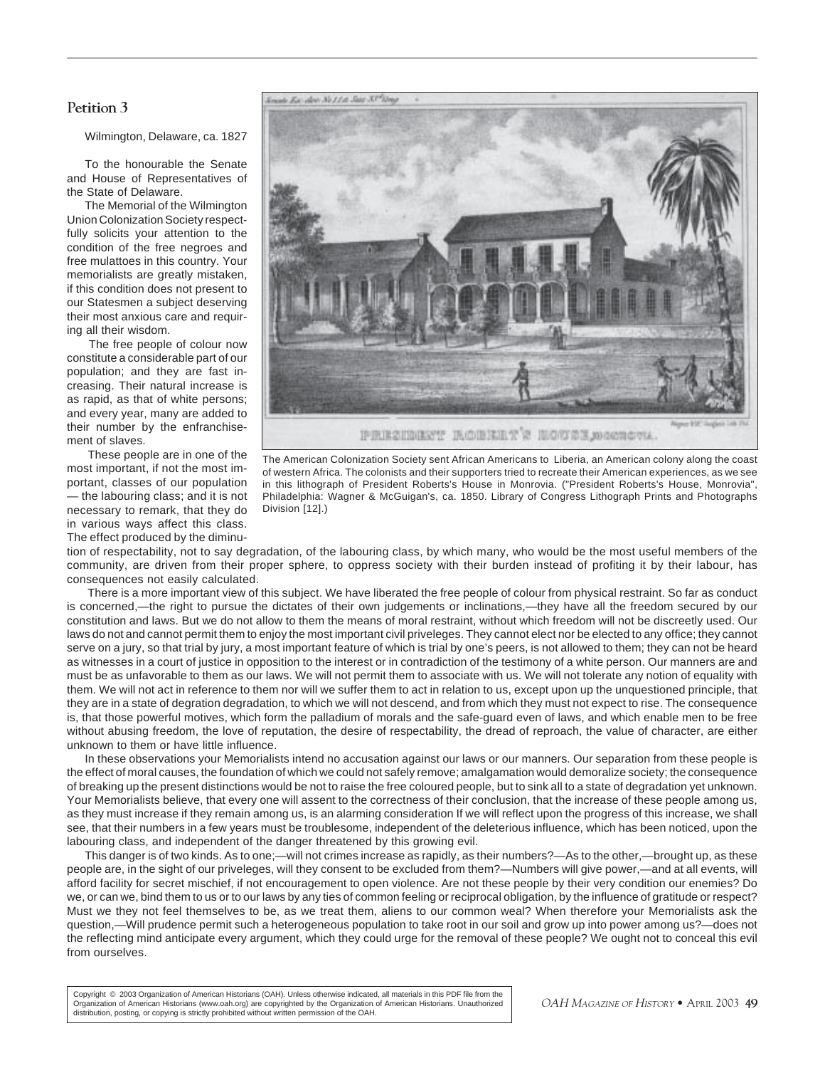## Petition 3

Wilmington, Delaware, ca. 1827

To the honourable the Senate and House of Representatives of the State of Delaware.

The Memorial of the Wilmington Union Colonization Society respectfully solicits your attention to the condition of the free negroes and free mulattoes in this country. Your memorialists are greatly mistaken, if this condition does not present to our Statesmen a subject deserving their most anxious care and requiring all their wisdom.

The free people of colour now constitute a considerable part of our population; and they are fast increasing. Their natural increase is as rapid, as that of white persons; and every year, many are added to their number by the enfranchisement of slaves.

These people are in one of the most important, if not the most important, classes of our population — the labouring class; and it is not necessary to remark, that they do in various ways affect this class. The effect produced by the diminution of respectability, not to say degradation, of the labouring class, by which many, who would be the most useful members of the community, are driven from their proper sphere, to oppress society with their burden instead of profiting it by their labour, has consequences not easily calculated.

The American Colonization Society sent African Americans to Liberia, an American colony along the coast of western Africa. The colonists and their supporters tried to recreate their American experiences, as we see in this lithograph of President Roberts's House in Monrovia. ("President Roberts's House, Monrovia", Philadelphia: Wagner & McGuigan's, ca. 1850. Library of Congress Lithograph Prints and Photographs Division [12].)

There is a more important view of this subject. We have liberated the free people of colour from physical restraint. So far as conduct is concerned,—the right to pursue the dictates of their own judgements or inclinations,—they have all the freedom secured by our constitution and laws. But we do not allow to them the means of moral restraint, without which freedom will not be discreetly used. Our laws do not and cannot permit them to enjoy the most important civil priveleges. They cannot elect nor be elected to any office; they cannot serve on a jury, so that trial by jury, a most important feature of which is trial by one's peers, is not allowed to them; they can not be heard as witnesses in a court of justice in opposition to the interest or in contradiction of the testimony of a white person. Our manners are and must be as unfavorable to them as our laws. We will not permit them to associate with us. We will not tolerate any notion of equality with them. We will not act in reference to them nor will we suffer them to act in relation to us, except upon up the unquestioned principle, that they are in a state of degration degradation, to which we will not descend, and from which they must not expect to rise. The consequence is, that those powerful motives, which form the palladium of morals and the safe-guard even of laws, and which enable men to be free without abusing freedom, the love of reputation, the desire of respectability, the dread of reproach, the value of character, are either unknown to them or have little influence.

In these observations your Memorialists intend no accusation against our laws or our manners. Our separation from these people is the effect of moral causes, the foundation of which we could not safely remove; amalgamation would demoralize society; the consequence of breaking up the present distinctions would be not to raise the free coloured people, but to sink all to a state of degradation yet unknown. Your Memorialists believe, that every one will assent to the correctness of their conclusion, that the increase of these people among us, as they must increase if they remain among us, is an alarming consideration If we will reflect upon the progress of this increase, we shall see, that their numbers in a few years must be troublesome, independent of the deleterious influence, which has been noticed, upon the labouring class, and independent of the danger threatened by this growing evil.

This danger is of two kinds. As to one;—will not crimes increase as rapidly, as their numbers?—As to the other,—brought up, as these people are, in the sight of our priveleges, will they consent to be excluded from them?—Numbers will give power,—and at all events, will afford facility for secret mischief, if not encouragement to open violence. Are not these people by their very condition our enemies? Do we, or can we, bind them to us or to our laws by any ties of common feeling or reciprocal obligation, by the influence of gratitude or respect? Must we they not feel themselves to be, as we treat them, aliens to our common weal? When therefore your Memorialists ask the question,—Will prudence permit such a heterogeneous population to take root in our soil and grow up into power among us?—does not the reflecting mind anticipate every argument, which they could urge for the removal of these people? We ought not to conceal this evil from ourselves.

Copyright © 2003 Organization of American Historians (OAH). Unless otherwise indicated, all materials in this PDF file from the Organization of American Historians (www.oah.org) are copyrighted by the Organization of American Historians. Unauthorized distribution, posting, or copying is strictly prohibited without written permission of the OAH.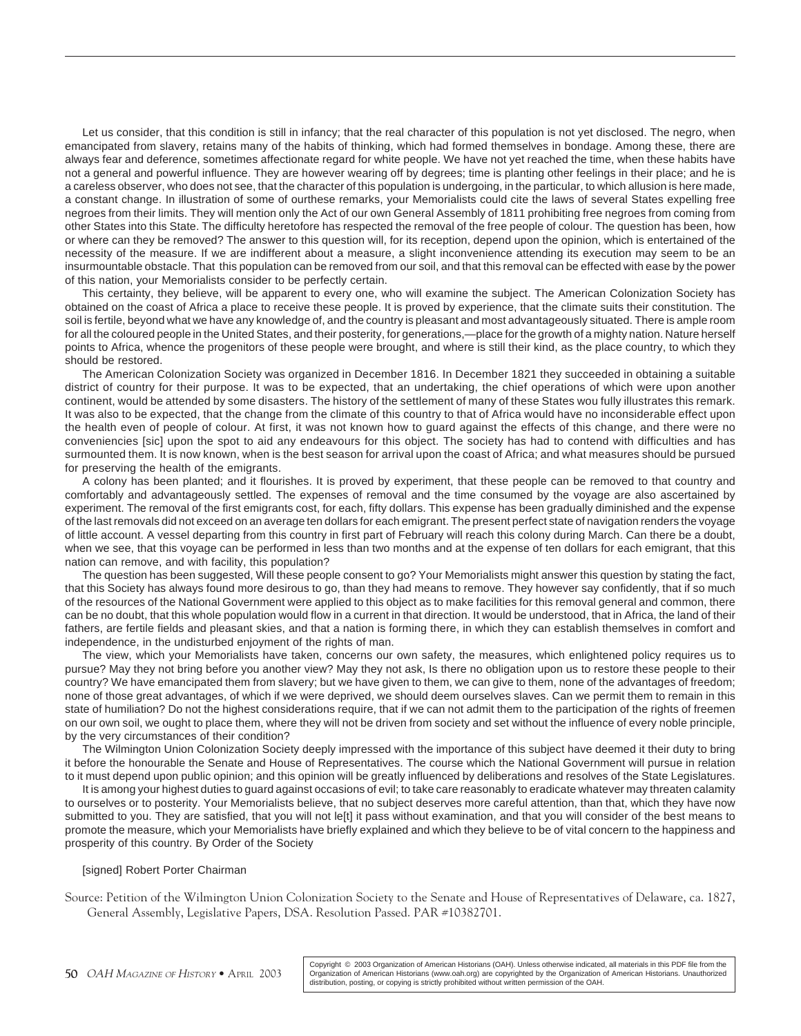Let us consider, that this condition is still in infancy; that the real character of this population is not yet disclosed. The negro, when emancipated from slavery, retains many of the habits of thinking, which had formed themselves in bondage. Among these, there are always fear and deference, sometimes affectionate regard for white people. We have not yet reached the time, when these habits have not a general and powerful influence. They are however wearing off by degrees; time is planting other feelings in their place; and he is a careless observer, who does not see, that the character of this population is undergoing, in the particular, to which allusion is here made, a constant change. In illustration of some of ourthese remarks, your Memorialists could cite the laws of several States expelling free negroes from their limits. They will mention only the Act of our own General Assembly of 1811 prohibiting free negroes from coming from other States into this State. The difficulty heretofore has respected the removal of the free people of colour. The question has been, how or where can they be removed? The answer to this question will, for its reception, depend upon the opinion, which is entertained of the necessity of the measure. If we are indifferent about a measure, a slight inconvenience attending its execution may seem to be an insurmountable obstacle. That this population can be removed from our soil, and that this removal can be effected with ease by the power of this nation, your Memorialists consider to be perfectly certain.

This certainty, they believe, will be apparent to every one, who will examine the subject. The American Colonization Society has obtained on the coast of Africa a place to receive these people. It is proved by experience, that the climate suits their constitution. The soil is fertile, beyond what we have any knowledge of, and the country is pleasant and most advantageously situated. There is ample room for all the coloured people in the United States, and their posterity, for generations,—place for the growth of a mighty nation. Nature herself points to Africa, whence the progenitors of these people were brought, and where is still their kind, as the place country, to which they should be restored.

The American Colonization Society was organized in December 1816. In December 1821 they succeeded in obtaining a suitable district of country for their purpose. It was to be expected, that an undertaking, the chief operations of which were upon another continent, would be attended by some disasters. The history of the settlement of many of these States wou fully illustrates this remark. It was also to be expected, that the change from the climate of this country to that of Africa would have no inconsiderable effect upon the health even of people of colour. At first, it was not known how to guard against the effects of this change, and there were no conveniencies [sic] upon the spot to aid any endeavours for this object. The society has had to contend with difficulties and has surmounted them. It is now known, when is the best season for arrival upon the coast of Africa; and what measures should be pursued for preserving the health of the emigrants.

A colony has been planted; and it flourishes. It is proved by experiment, that these people can be removed to that country and comfortably and advantageously settled. The expenses of removal and the time consumed by the voyage are also ascertained by experiment. The removal of the first emigrants cost, for each, fifty dollars. This expense has been gradually diminished and the expense of the last removals did not exceed on an average ten dollars for each emigrant. The present perfect state of navigation renders the voyage of little account. A vessel departing from this country in first part of February will reach this colony during March. Can there be a doubt, when we see, that this voyage can be performed in less than two months and at the expense of ten dollars for each emigrant, that this nation can remove, and with facility, this population?

The question has been suggested, Will these people consent to go? Your Memorialists might answer this question by stating the fact, that this Society has always found more desirous to go, than they had means to remove. They however say confidently, that if so much of the resources of the National Government were applied to this object as to make facilities for this removal general and common, there can be no doubt, that this whole population would flow in a current in that direction. It would be understood, that in Africa, the land of their fathers, are fertile fields and pleasant skies, and that a nation is forming there, in which they can establish themselves in comfort and independence, in the undisturbed enjoyment of the rights of man.

The view, which your Memorialists have taken, concerns our own safety, the measures, which enlightened policy requires us to pursue? May they not bring before you another view? May they not ask, Is there no obligation upon us to restore these people to their country? We have emancipated them from slavery; but we have given to them, we can give to them, none of the advantages of freedom; none of those great advantages, of which if we were deprived, we should deem ourselves slaves. Can we permit them to remain in this state of humiliation? Do not the highest considerations require, that if we can not admit them to the participation of the rights of freemen on our own soil, we ought to place them, where they will not be driven from society and set without the influence of every noble principle, by the very circumstances of their condition?

The Wilmington Union Colonization Society deeply impressed with the importance of this subject have deemed it their duty to bring it before the honourable the Senate and House of Representatives. The course which the National Government will pursue in relation to it must depend upon public opinion; and this opinion will be greatly influenced by deliberations and resolves of the State Legislatures.

It is among your highest duties to guard against occasions of evil; to take care reasonably to eradicate whatever may threaten calamity to ourselves or to posterity. Your Memorialists believe, that no subject deserves more careful attention, than that, which they have now submitted to you. They are satisfied, that you will not le[t] it pass without examination, and that you will consider of the best means to promote the measure, which your Memorialists have briefly explained and which they believe to be of vital concern to the happiness and prosperity of this country. By Order of the Society

[signed] Robert Porter Chairman

Source: Petition of the Wilmington Union Colonization Society to the Senate and House of Representatives of Delaware, ca. 1827, General Assembly, Legislative Papers, DSA. Resolution Passed. PAR #10382701.

Copyright © 2003 Organization of American Historians (OAH). Unless otherwise indicated, all materials in this PDF file from the Organization of American Historians (www.oah.org) are copyrighted by the Organization of American Historians. Unauthorized distribution, posting, or copying is strictly prohibited without written permission of the OAH.